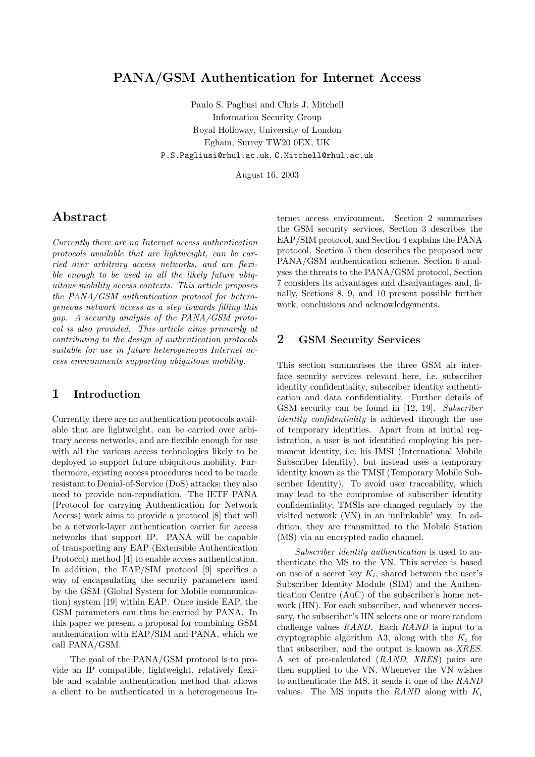# PANA/GSM Authentication for Internet Access

Paulo S. Pagliusi and Chris J. Mitchell  
Information Security Group  
Royal Holloway, University of London  
Egham, Surrey TW20 0EX, UK  
P.S.Pagliusi@rhul.ac.uk, C.Mitchell@rhul.ac.uk

August 16, 2003

## Abstract

*Currently there are no Internet access authentication protocols available that are lightweight, can be carried over arbitrary access networks, and are flexible enough to be used in all the likely future ubiquitous mobility access contexts. This article proposes the PANA/GSM authentication protocol for heterogeneous network access as a step towards filling this gap. A security analysis of the PANA/GSM protocol is also provided. This article aims primarily at contributing to the design of authentication protocols suitable for use in future heterogeneous Internet access environments supporting ubiquitous mobility.*

## 1 Introduction

Currently there are no authentication protocols available that are lightweight, can be carried over arbitrary access networks, and are flexible enough for use with all the various access technologies likely to be deployed to support future ubiquitous mobility. Furthermore, existing access procedures need to be made resistant to Denial-of-Service (DoS) attacks; they also need to provide non-repudiation. The IETF PANA (Protocol for carrying Authentication for Network Access) work aims to provide a protocol [8] that will be a network-layer authentication carrier for access networks that support IP. PANA will be capable of transporting any EAP (Extensible Authentication Protocol) method [4] to enable access authentication. In addition, the EAP/SIM protocol [9] specifies a way of encapsulating the security parameters used by the GSM (Global System for Mobile communication) system [19] within EAP. Once inside EAP, the GSM parameters can thus be carried by PANA. In this paper we present a proposal for combining GSM authentication with EAP/SIM and PANA, which we call PANA/GSM.

The goal of the PANA/GSM protocol is to provide an IP compatible, lightweight, relatively flexible and scalable authentication method that allows a client to be authenticated in a heterogeneous Internet access environment. Section 2 summarises the GSM security services, Section 3 describes the EAP/SIM protocol, and Section 4 explains the PANA protocol. Section 5 then describes the proposed new PANA/GSM authentication scheme. Section 6 analyses the threats to the PANA/GSM protocol, Section 7 considers its advantages and disadvantages and, finally, Sections 8, 9, and 10 present possible further work, conclusions and acknowledgements.

## 2 GSM Security Services

This section summarises the three GSM air interface security services relevant here, i.e. subscriber identity confidentiality, subscriber identity authentication and data confidentiality. Further details of GSM security can be found in [12, 19]. *Subscriber identity confidentiality* is achieved through the use of temporary identities. Apart from at initial registration, a user is not identified employing his permanent identity, i.e. his IMSI (International Mobile Subscriber Identity), but instead uses a temporary identity known as the TMSI (Temporary Mobile Subscriber Identity). To avoid user traceability, which may lead to the compromise of subscriber identity confidentiality, TMSIs are changed regularly by the visited network (VN) in an 'unlinkable' way. In addition, they are transmitted to the Mobile Station (MS) via an encrypted radio channel.

*Subscriber identity authentication* is used to authenticate the MS to the VN. This service is based on use of a secret key $K_i$, shared between the user's Subscriber Identity Module (SIM) and the Authentication Centre (AuC) of the subscriber's home network (HN). For each subscriber, and whenever necessary, the subscriber's HN selects one or more random challenge values *RAND*. Each *RAND* is input to a cryptographic algorithm A3, along with the $K_i$ for that subscriber, and the output is known as *XRES*. A set of pre-calculated (*RAND*, *XRES*) pairs are then supplied to the VN. Whenever the VN wishes to authenticate the MS, it sends it one of the *RAND* values. The MS inputs the *RAND* along with $K_i$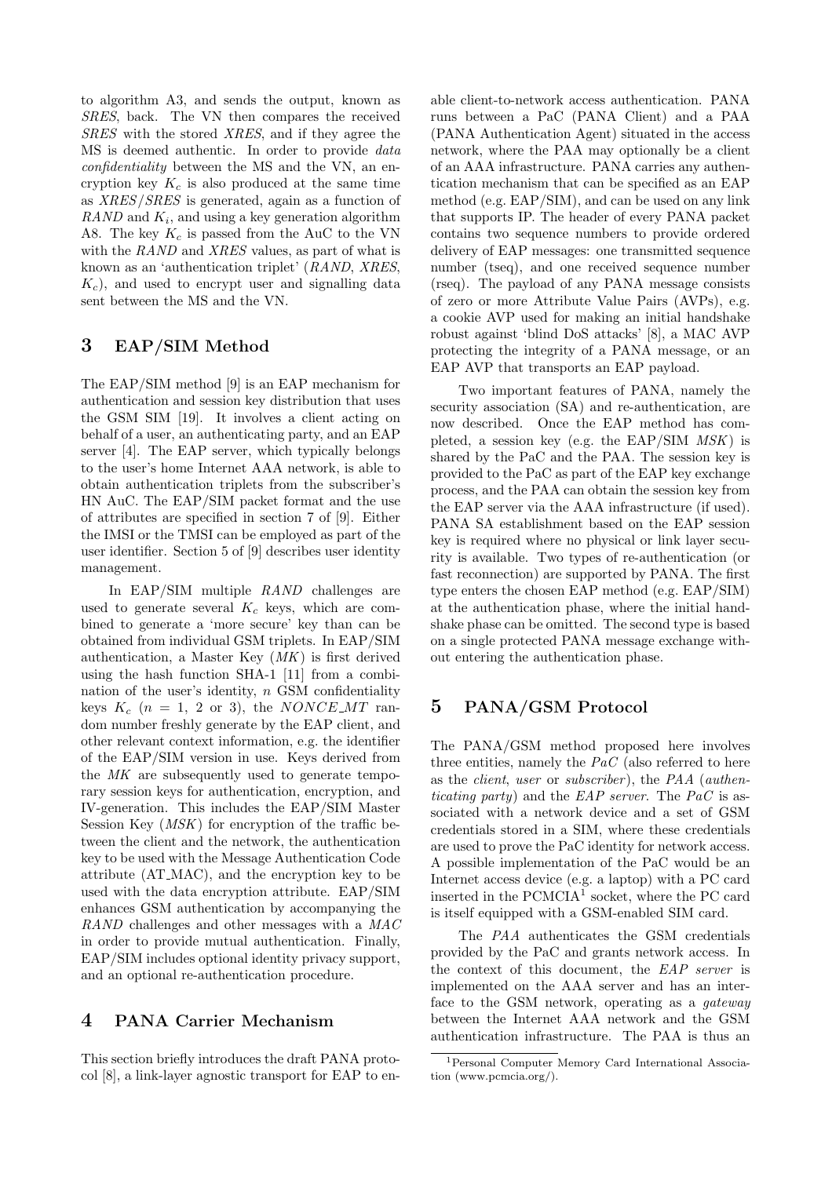to algorithm A3, and sends the output, known as *SRES*, back. The VN then compares the received *SRES* with the stored *XRES*, and if they agree the MS is deemed authentic. In order to provide *data confidentiality* between the MS and the VN, an encryption key $K_c$ is also produced at the same time as *XRES*/*SRES* is generated, again as a function of *RAND* and $K_i$, and using a key generation algorithm A8. The key $K_c$ is passed from the AuC to the VN with the *RAND* and *XRES* values, as part of what is known as an 'authentication triplet' (*RAND*, *XRES*, $K_c$), and used to encrypt user and signalling data sent between the MS and the VN.

## 3 EAP/SIM Method

The EAP/SIM method [9] is an EAP mechanism for authentication and session key distribution that uses the GSM SIM [19]. It involves a client acting on behalf of a user, an authenticating party, and an EAP server [4]. The EAP server, which typically belongs to the user's home Internet AAA network, is able to obtain authentication triplets from the subscriber's HN AuC. The EAP/SIM packet format and the use of attributes are specified in section 7 of [9]. Either the IMSI or the TMSI can be employed as part of the user identifier. Section 5 of [9] describes user identity management.

In EAP/SIM multiple *RAND* challenges are used to generate several $K_c$ keys, which are combined to generate a 'more secure' key than can be obtained from individual GSM triplets. In EAP/SIM authentication, a Master Key (*MK*) is first derived using the hash function SHA-1 [11] from a combination of the user's identity, $n$ GSM confidentiality keys $K_c$ ($n$ = 1, 2 or 3), the *NONCE_MT* random number freshly generate by the EAP client, and other relevant context information, e.g. the identifier of the EAP/SIM version in use. Keys derived from the *MK* are subsequently used to generate temporary session keys for authentication, encryption, and IV-generation. This includes the EAP/SIM Master Session Key (*MSK*) for encryption of the traffic between the client and the network, the authentication key to be used with the Message Authentication Code attribute (AT_MAC), and the encryption key to be used with the data encryption attribute. EAP/SIM enhances GSM authentication by accompanying the *RAND* challenges and other messages with a *MAC* in order to provide mutual authentication. Finally, EAP/SIM includes optional identity privacy support, and an optional re-authentication procedure.

## 4 PANA Carrier Mechanism

This section briefly introduces the draft PANA protocol [8], a link-layer agnostic transport for EAP to enable client-to-network access authentication. PANA runs between a PaC (PANA Client) and a PAA (PANA Authentication Agent) situated in the access network, where the PAA may optionally be a client of an AAA infrastructure. PANA carries any authentication mechanism that can be specified as an EAP method (e.g. EAP/SIM), and can be used on any link that supports IP. The header of every PANA packet contains two sequence numbers to provide ordered delivery of EAP messages: one transmitted sequence number (tseq), and one received sequence number (rseq). The payload of any PANA message consists of zero or more Attribute Value Pairs (AVPs), e.g. a cookie AVP used for making an initial handshake robust against 'blind DoS attacks' [8], a MAC AVP protecting the integrity of a PANA message, or an EAP AVP that transports an EAP payload.

Two important features of PANA, namely the security association (SA) and re-authentication, are now described. Once the EAP method has completed, a session key (e.g. the EAP/SIM *MSK*) is shared by the PaC and the PAA. The session key is provided to the PaC as part of the EAP key exchange process, and the PAA can obtain the session key from the EAP server via the AAA infrastructure (if used). PANA SA establishment based on the EAP session key is required where no physical or link layer security is available. Two types of re-authentication (or fast reconnection) are supported by PANA. The first type enters the chosen EAP method (e.g. EAP/SIM) at the authentication phase, where the initial handshake phase can be omitted. The second type is based on a single protected PANA message exchange without entering the authentication phase.

## 5 PANA/GSM Protocol

The PANA/GSM method proposed here involves three entities, namely the *PaC* (also referred to here as the *client*, *user* or *subscriber*), the *PAA* (*authenticating party*) and the *EAP server*. The *PaC* is associated with a network device and a set of GSM credentials stored in a SIM, where these credentials are used to prove the PaC identity for network access. A possible implementation of the PaC would be an Internet access device (e.g. a laptop) with a PC card inserted in the PCMCIA[1] socket, where the PC card is itself equipped with a GSM-enabled SIM card.

The *PAA* authenticates the GSM credentials provided by the PaC and grants network access. In the context of this document, the *EAP server* is implemented on the AAA server and has an interface to the GSM network, operating as a *gateway* between the Internet AAA network and the GSM authentication infrastructure. The PAA is thus an

[1] Personal Computer Memory Card International Association (www.pcmcia.org/).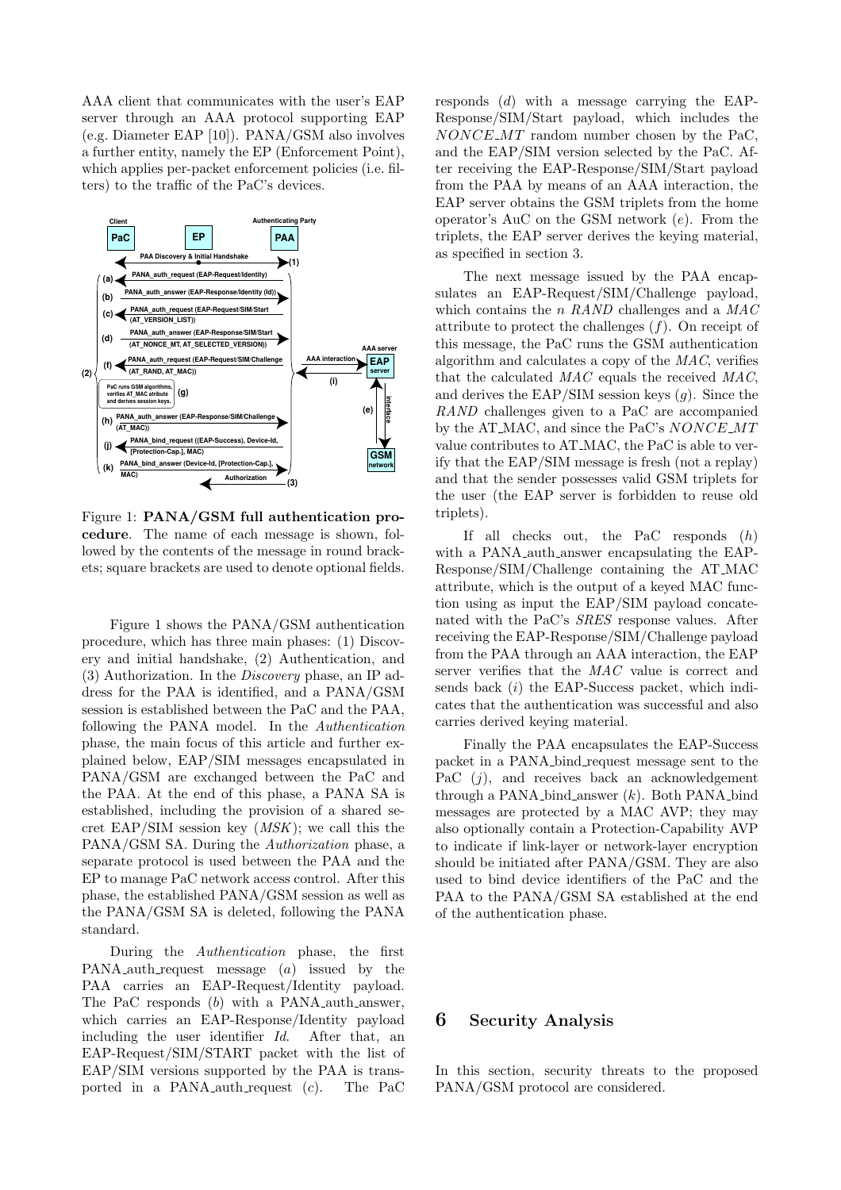AAA client that communicates with the user's EAP server through an AAA protocol supporting EAP (e.g. Diameter EAP [10]). PANA/GSM also involves a further entity, namely the EP (Enforcement Point), which applies per-packet enforcement policies (i.e. filters) to the traffic of the PaC's devices.

Figure 1: **PANA/GSM full authentication procedure**. The name of each message is shown, followed by the contents of the message in round brackets; square brackets are used to denote optional fields.

Figure 1 shows the PANA/GSM authentication procedure, which has three main phases: (1) Discovery and initial handshake, (2) Authentication, and (3) Authorization. In the *Discovery* phase, an IP address for the PAA is identified, and a PANA/GSM session is established between the PaC and the PAA, following the PANA model. In the *Authentication* phase, the main focus of this article and further explained below, EAP/SIM messages encapsulated in PANA/GSM are exchanged between the PaC and the PAA. At the end of this phase, a PANA SA is established, including the provision of a shared secret EAP/SIM session key (*MSK*); we call this the PANA/GSM SA. During the *Authorization* phase, a separate protocol is used between the PAA and the EP to manage PaC network access control. After this phase, the established PANA/GSM session as well as the PANA/GSM SA is deleted, following the PANA standard.

During the *Authentication* phase, the first PANA_auth_request message (*a*) issued by the PAA carries an EAP-Request/Identity payload. The PaC responds (*b*) with a PANA_auth_answer, which carries an EAP-Response/Identity payload including the user identifier *Id*. After that, an EAP-Request/SIM/START packet with the list of EAP/SIM versions supported by the PAA is transported in a PANA_auth_request (*c*). The PaC responds (*d*) with a message carrying the EAP-Response/SIM/Start payload, which includes the *NONCE_MT* random number chosen by the PaC, and the EAP/SIM version selected by the PaC. After receiving the EAP-Response/SIM/Start payload from the PAA by means of an AAA interaction, the EAP server obtains the GSM triplets from the home operator's AuC on the GSM network (*e*). From the triplets, the EAP server derives the keying material, as specified in section 3.

The next message issued by the PAA encapsulates an EAP-Request/SIM/Challenge payload, which contains the *n RAND* challenges and a *MAC* attribute to protect the challenges (*f*). On receipt of this message, the PaC runs the GSM authentication algorithm and calculates a copy of the *MAC*, verifies that the calculated *MAC* equals the received *MAC*, and derives the EAP/SIM session keys (*g*). Since the *RAND* challenges given to a PaC are accompanied by the AT_MAC, and since the PaC's *NONCE_MT* value contributes to AT_MAC, the PaC is able to verify that the EAP/SIM message is fresh (not a replay) and that the sender possesses valid GSM triplets for the user (the EAP server is forbidden to reuse old triplets).

If all checks out, the PaC responds (*h*) with a PANA_auth_answer encapsulating the EAP-Response/SIM/Challenge containing the AT_MAC attribute, which is the output of a keyed MAC function using as input the EAP/SIM payload concatenated with the PaC's *SRES* response values. After receiving the EAP-Response/SIM/Challenge payload from the PAA through an AAA interaction, the EAP server verifies that the *MAC* value is correct and sends back (*i*) the EAP-Success packet, which indicates that the authentication was successful and also carries derived keying material.

Finally the PAA encapsulates the EAP-Success packet in a PANA_bind_request message sent to the PaC (*j*), and receives back an acknowledgement through a PANA_bind_answer (*k*). Both PANA_bind messages are protected by a MAC AVP; they may also optionally contain a Protection-Capability AVP to indicate if link-layer or network-layer encryption should be initiated after PANA/GSM. They are also used to bind device identifiers of the PaC and the PAA to the PANA/GSM SA established at the end of the authentication phase.

## 6 Security Analysis

In this section, security threats to the proposed PANA/GSM protocol are considered.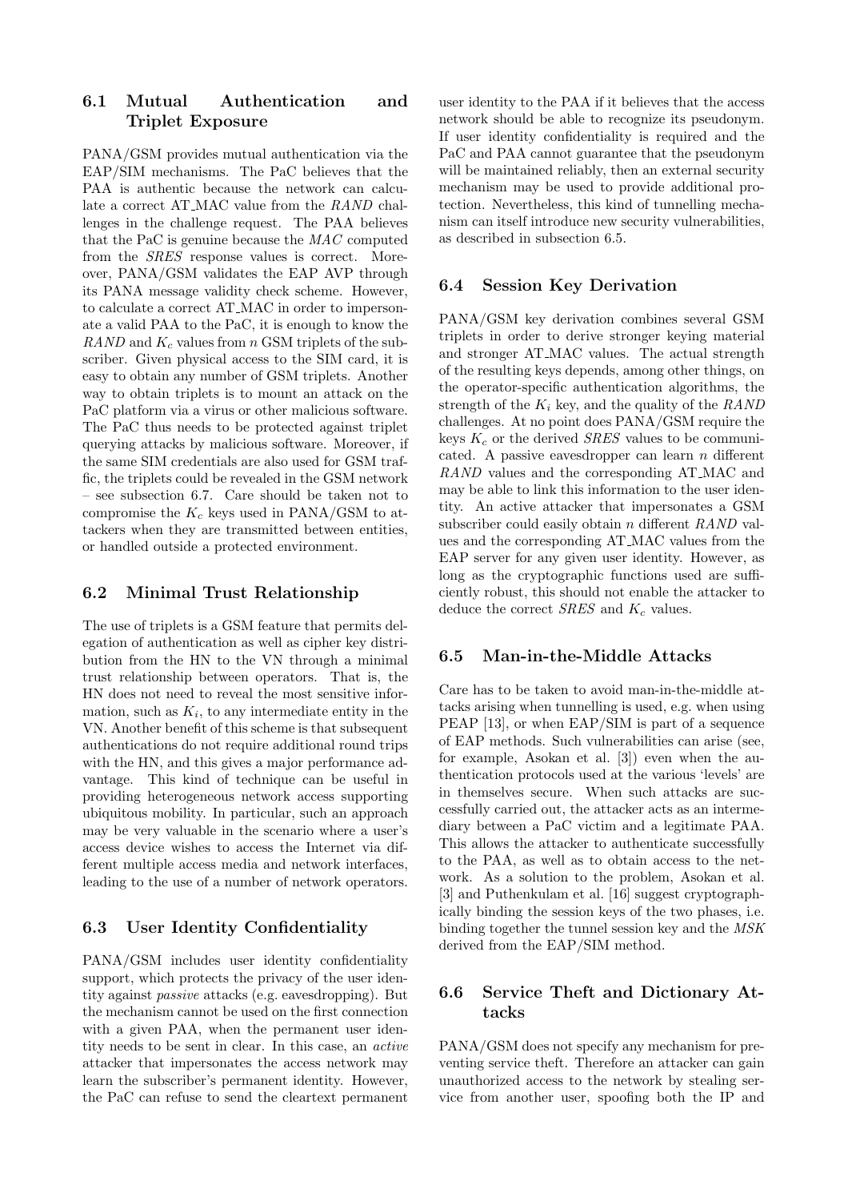### 6.1 Mutual Authentication and Triplet Exposure

PANA/GSM provides mutual authentication via the EAP/SIM mechanisms. The PaC believes that the PAA is authentic because the network can calculate a correct AT_MAC value from the *RAND* challenges in the challenge request. The PAA believes that the PaC is genuine because the *MAC* computed from the *SRES* response values is correct. Moreover, PANA/GSM validates the EAP AVP through its PANA message validity check scheme. However, to calculate a correct AT_MAC in order to impersonate a valid PAA to the PaC, it is enough to know the *RAND* and $K_c$ values from $n$ GSM triplets of the subscriber. Given physical access to the SIM card, it is easy to obtain any number of GSM triplets. Another way to obtain triplets is to mount an attack on the PaC platform via a virus or other malicious software. The PaC thus needs to be protected against triplet querying attacks by malicious software. Moreover, if the same SIM credentials are also used for GSM traffic, the triplets could be revealed in the GSM network – see subsection 6.7. Care should be taken not to compromise the $K_c$ keys used in PANA/GSM to attackers when they are transmitted between entities, or handled outside a protected environment.

### 6.2 Minimal Trust Relationship

The use of triplets is a GSM feature that permits delegation of authentication as well as cipher key distribution from the HN to the VN through a minimal trust relationship between operators. That is, the HN does not need to reveal the most sensitive information, such as $K_i$, to any intermediate entity in the VN. Another benefit of this scheme is that subsequent authentications do not require additional round trips with the HN, and this gives a major performance advantage. This kind of technique can be useful in providing heterogeneous network access supporting ubiquitous mobility. In particular, such an approach may be very valuable in the scenario where a user's access device wishes to access the Internet via different multiple access media and network interfaces, leading to the use of a number of network operators.

### 6.3 User Identity Confidentiality

PANA/GSM includes user identity confidentiality support, which protects the privacy of the user identity against *passive* attacks (e.g. eavesdropping). But the mechanism cannot be used on the first connection with a given PAA, when the permanent user identity needs to be sent in clear. In this case, an *active* attacker that impersonates the access network may learn the subscriber's permanent identity. However, the PaC can refuse to send the cleartext permanent user identity to the PAA if it believes that the access network should be able to recognize its pseudonym. If user identity confidentiality is required and the PaC and PAA cannot guarantee that the pseudonym will be maintained reliably, then an external security mechanism may be used to provide additional protection. Nevertheless, this kind of tunnelling mechanism can itself introduce new security vulnerabilities, as described in subsection 6.5.

### 6.4 Session Key Derivation

PANA/GSM key derivation combines several GSM triplets in order to derive stronger keying material and stronger AT_MAC values. The actual strength of the resulting keys depends, among other things, on the operator-specific authentication algorithms, the strength of the $K_i$ key, and the quality of the *RAND* challenges. At no point does PANA/GSM require the keys $K_c$ or the derived *SRES* values to be communicated. A passive eavesdropper can learn $n$ different *RAND* values and the corresponding AT_MAC and may be able to link this information to the user identity. An active attacker that impersonates a GSM subscriber could easily obtain $n$ different *RAND* values and the corresponding AT_MAC values from the EAP server for any given user identity. However, as long as the cryptographic functions used are sufficiently robust, this should not enable the attacker to deduce the correct *SRES* and $K_c$ values.

### 6.5 Man-in-the-Middle Attacks

Care has to be taken to avoid man-in-the-middle attacks arising when tunnelling is used, e.g. when using PEAP [13], or when EAP/SIM is part of a sequence of EAP methods. Such vulnerabilities can arise (see, for example, Asokan et al. [3]) even when the authentication protocols used at the various 'levels' are in themselves secure. When such attacks are successfully carried out, the attacker acts as an intermediary between a PaC victim and a legitimate PAA. This allows the attacker to authenticate successfully to the PAA, as well as to obtain access to the network. As a solution to the problem, Asokan et al. [3] and Puthenkulam et al. [16] suggest cryptographically binding the session keys of the two phases, i.e. binding together the tunnel session key and the *MSK* derived from the EAP/SIM method.

### 6.6 Service Theft and Dictionary Attacks

PANA/GSM does not specify any mechanism for preventing service theft. Therefore an attacker can gain unauthorized access to the network by stealing service from another user, spoofing both the IP and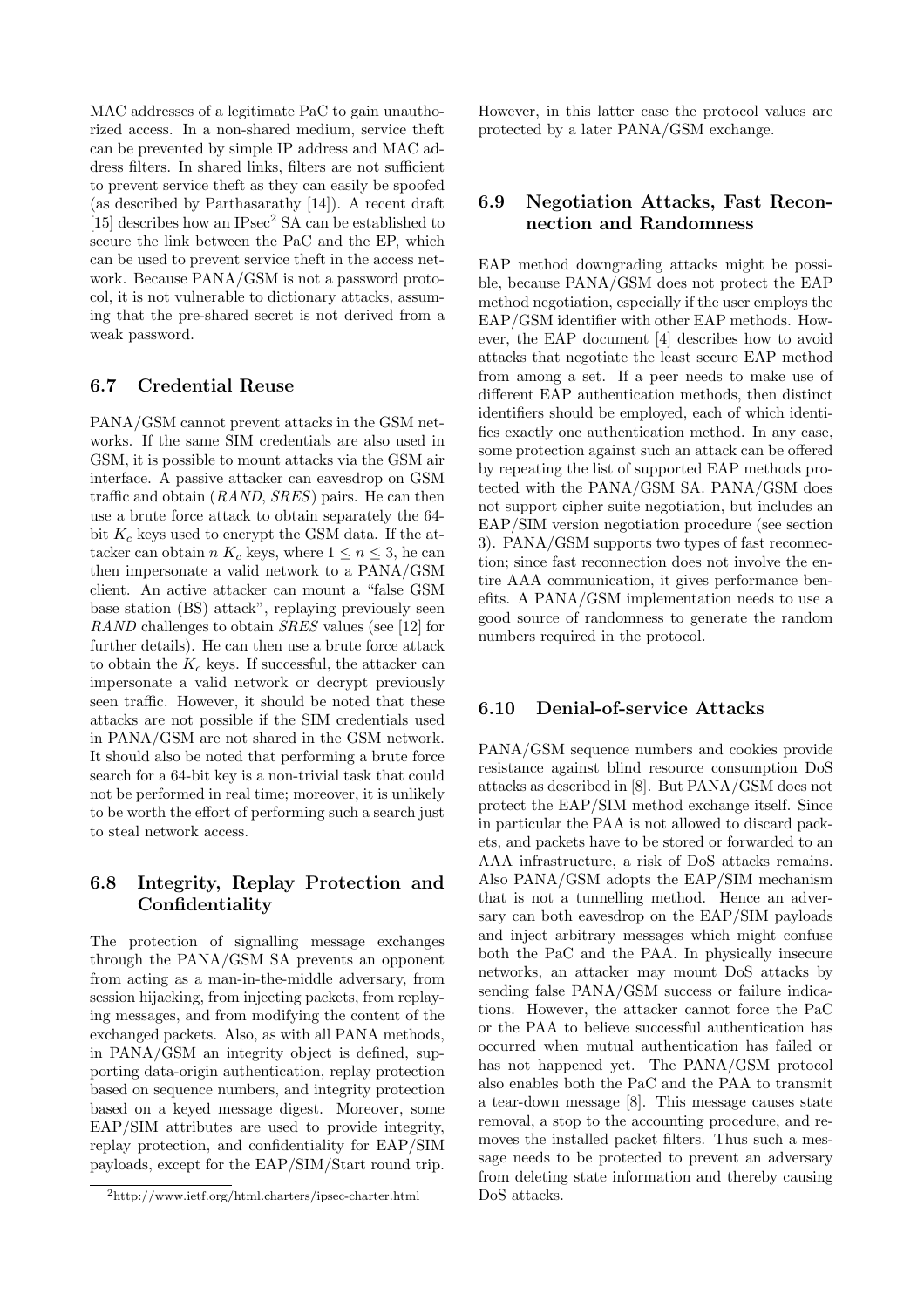MAC addresses of a legitimate PaC to gain unauthorized access. In a non-shared medium, service theft can be prevented by simple IP address and MAC address filters. In shared links, filters are not sufficient to prevent service theft as they can easily be spoofed (as described by Parthasarathy [14]). A recent draft [15] describes how an IPsec[2] SA can be established to secure the link between the PaC and the EP, which can be used to prevent service theft in the access network. Because PANA/GSM is not a password protocol, it is not vulnerable to dictionary attacks, assuming that the pre-shared secret is not derived from a weak password.

### 6.7 Credential Reuse

PANA/GSM cannot prevent attacks in the GSM networks. If the same SIM credentials are also used in GSM, it is possible to mount attacks via the GSM air interface. A passive attacker can eavesdrop on GSM traffic and obtain (*RAND*, *SRES*) pairs. He can then use a brute force attack to obtain separately the 64-bit $K_c$ keys used to encrypt the GSM data. If the attacker can obtain $n$ $K_c$ keys, where $1 \leq n \leq 3$, he can then impersonate a valid network to a PANA/GSM client. An active attacker can mount a "false GSM base station (BS) attack", replaying previously seen *RAND* challenges to obtain *SRES* values (see [12] for further details). He can then use a brute force attack to obtain the $K_c$ keys. If successful, the attacker can impersonate a valid network or decrypt previously seen traffic. However, it should be noted that these attacks are not possible if the SIM credentials used in PANA/GSM are not shared in the GSM network. It should also be noted that performing a brute force search for a 64-bit key is a non-trivial task that could not be performed in real time; moreover, it is unlikely to be worth the effort of performing such a search just to steal network access.

### 6.8 Integrity, Replay Protection and Confidentiality

The protection of signalling message exchanges through the PANA/GSM SA prevents an opponent from acting as a man-in-the-middle adversary, from session hijacking, from injecting packets, from replaying messages, and from modifying the content of the exchanged packets. Also, as with all PANA methods, in PANA/GSM an integrity object is defined, supporting data-origin authentication, replay protection based on sequence numbers, and integrity protection based on a keyed message digest. Moreover, some EAP/SIM attributes are used to provide integrity, replay protection, and confidentiality for EAP/SIM payloads, except for the EAP/SIM/Start round trip. However, in this latter case the protocol values are protected by a later PANA/GSM exchange.

[2] http://www.ietf.org/html.charters/ipsec-charter.html

### 6.9 Negotiation Attacks, Fast Reconnection and Randomness

EAP method downgrading attacks might be possible, because PANA/GSM does not protect the EAP method negotiation, especially if the user employs the EAP/GSM identifier with other EAP methods. However, the EAP document [4] describes how to avoid attacks that negotiate the least secure EAP method from among a set. If a peer needs to make use of different EAP authentication methods, then distinct identifiers should be employed, each of which identifies exactly one authentication method. In any case, some protection against such an attack can be offered by repeating the list of supported EAP methods protected with the PANA/GSM SA. PANA/GSM does not support cipher suite negotiation, but includes an EAP/SIM version negotiation procedure (see section 3). PANA/GSM supports two types of fast reconnection; since fast reconnection does not involve the entire AAA communication, it gives performance benefits. A PANA/GSM implementation needs to use a good source of randomness to generate the random numbers required in the protocol.

### 6.10 Denial-of-service Attacks

PANA/GSM sequence numbers and cookies provide resistance against blind resource consumption DoS attacks as described in [8]. But PANA/GSM does not protect the EAP/SIM method exchange itself. Since in particular the PAA is not allowed to discard packets, and packets have to be stored or forwarded to an AAA infrastructure, a risk of DoS attacks remains. Also PANA/GSM adopts the EAP/SIM mechanism that is not a tunnelling method. Hence an adversary can both eavesdrop on the EAP/SIM payloads and inject arbitrary messages which might confuse both the PaC and the PAA. In physically insecure networks, an attacker may mount DoS attacks by sending false PANA/GSM success or failure indications. However, the attacker cannot force the PaC or the PAA to believe successful authentication has occurred when mutual authentication has failed or has not happened yet. The PANA/GSM protocol also enables both the PaC and the PAA to transmit a tear-down message [8]. This message causes state removal, a stop to the accounting procedure, and removes the installed packet filters. Thus such a message needs to be protected to prevent an adversary from deleting state information and thereby causing DoS attacks.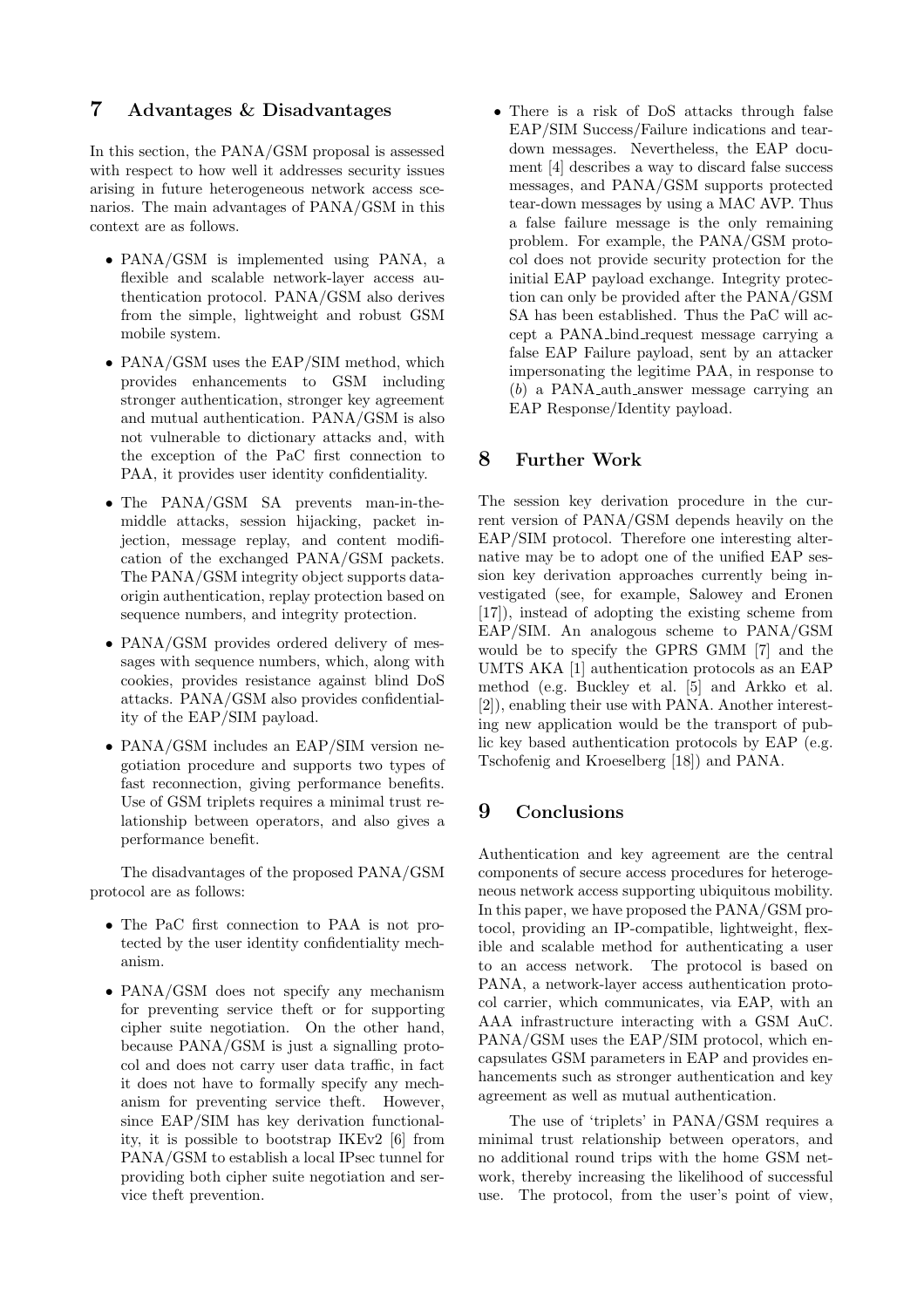## 7 Advantages & Disadvantages

In this section, the PANA/GSM proposal is assessed with respect to how well it addresses security issues arising in future heterogeneous network access scenarios. The main advantages of PANA/GSM in this context are as follows.

- PANA/GSM is implemented using PANA, a flexible and scalable network-layer access authentication protocol. PANA/GSM also derives from the simple, lightweight and robust GSM mobile system.
- PANA/GSM uses the EAP/SIM method, which provides enhancements to GSM including stronger authentication, stronger key agreement and mutual authentication. PANA/GSM is also not vulnerable to dictionary attacks and, with the exception of the PaC first connection to PAA, it provides user identity confidentiality.
- The PANA/GSM SA prevents man-in-the-middle attacks, session hijacking, packet injection, message replay, and content modification of the exchanged PANA/GSM packets. The PANA/GSM integrity object supports data-origin authentication, replay protection based on sequence numbers, and integrity protection.
- PANA/GSM provides ordered delivery of messages with sequence numbers, which, along with cookies, provides resistance against blind DoS attacks. PANA/GSM also provides confidentiality of the EAP/SIM payload.
- PANA/GSM includes an EAP/SIM version negotiation procedure and supports two types of fast reconnection, giving performance benefits. Use of GSM triplets requires a minimal trust relationship between operators, and also gives a performance benefit.

The disadvantages of the proposed PANA/GSM protocol are as follows:

- The PaC first connection to PAA is not protected by the user identity confidentiality mechanism.
- PANA/GSM does not specify any mechanism for preventing service theft or for supporting cipher suite negotiation. On the other hand, because PANA/GSM is just a signalling protocol and does not carry user data traffic, in fact it does not have to formally specify any mechanism for preventing service theft. However, since EAP/SIM has key derivation functionality, it is possible to bootstrap IKEv2 [6] from PANA/GSM to establish a local IPsec tunnel for providing both cipher suite negotiation and service theft prevention.
- There is a risk of DoS attacks through false EAP/SIM Success/Failure indications and tear-down messages. Nevertheless, the EAP document [4] describes a way to discard false success messages, and PANA/GSM supports protected tear-down messages by using a MAC AVP. Thus a false failure message is the only remaining problem. For example, the PANA/GSM protocol does not provide security protection for the initial EAP payload exchange. Integrity protection can only be provided after the PANA/GSM SA has been established. Thus the PaC will accept a PANA_bind_request message carrying a false EAP Failure payload, sent by an attacker impersonating the legitime PAA, in response to (*b*) a PANA_auth_answer message carrying an EAP Response/Identity payload.

## 8 Further Work

The session key derivation procedure in the current version of PANA/GSM depends heavily on the EAP/SIM protocol. Therefore one interesting alternative may be to adopt one of the unified EAP session key derivation approaches currently being investigated (see, for example, Salowey and Eronen [17]), instead of adopting the existing scheme from EAP/SIM. An analogous scheme to PANA/GSM would be to specify the GPRS GMM [7] and the UMTS AKA [1] authentication protocols as an EAP method (e.g. Buckley et al. [5] and Arkko et al. [2]), enabling their use with PANA. Another interesting new application would be the transport of public key based authentication protocols by EAP (e.g. Tschofenig and Kroeselberg [18]) and PANA.

## 9 Conclusions

Authentication and key agreement are the central components of secure access procedures for heterogeneous network access supporting ubiquitous mobility. In this paper, we have proposed the PANA/GSM protocol, providing an IP-compatible, lightweight, flexible and scalable method for authenticating a user to an access network. The protocol is based on PANA, a network-layer access authentication protocol carrier, which communicates, via EAP, with an AAA infrastructure interacting with a GSM AuC. PANA/GSM uses the EAP/SIM protocol, which encapsulates GSM parameters in EAP and provides enhancements such as stronger authentication and key agreement as well as mutual authentication.

The use of 'triplets' in PANA/GSM requires a minimal trust relationship between operators, and no additional round trips with the home GSM network, thereby increasing the likelihood of successful use. The protocol, from the user's point of view,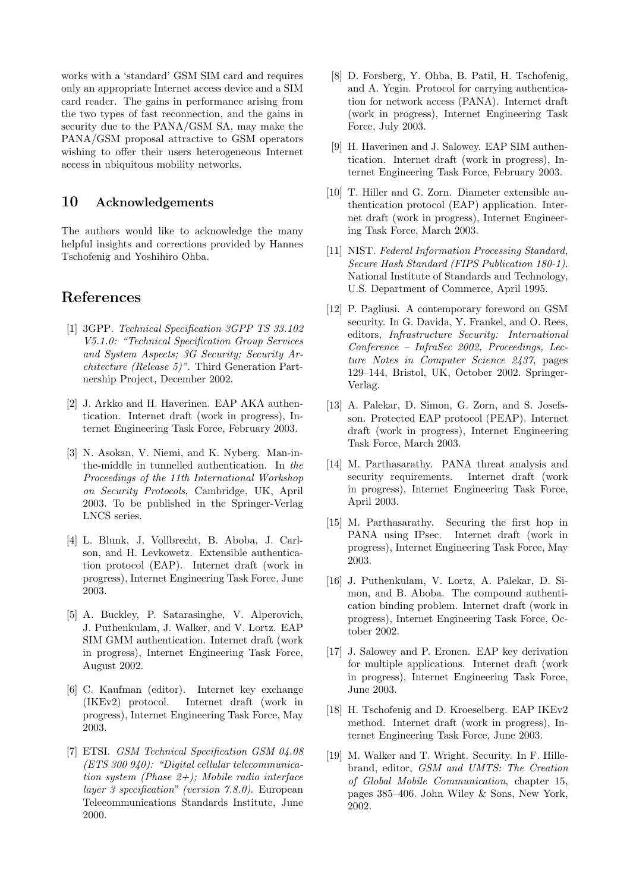works with a 'standard' GSM SIM card and requires only an appropriate Internet access device and a SIM card reader. The gains in performance arising from the two types of fast reconnection, and the gains in security due to the PANA/GSM SA, may make the PANA/GSM proposal attractive to GSM operators wishing to offer their users heterogeneous Internet access in ubiquitous mobility networks.

## 10 Acknowledgements

The authors would like to acknowledge the many helpful insights and corrections provided by Hannes Tschofenig and Yoshihiro Ohba.

## References

[1] 3GPP. *Technical Specification 3GPP TS 33.102 V5.1.0: "Technical Specification Group Services and System Aspects; 3G Security; Security Architecture (Release 5)"*. Third Generation Partnership Project, December 2002.

[2] J. Arkko and H. Haverinen. EAP AKA authentication. Internet draft (work in progress), Internet Engineering Task Force, February 2003.

[3] N. Asokan, V. Niemi, and K. Nyberg. Man-in-the-middle in tunnelled authentication. In *the Proceedings of the 11th International Workshop on Security Protocols*, Cambridge, UK, April 2003. To be published in the Springer-Verlag LNCS series.

[4] L. Blunk, J. Vollbrecht, B. Aboba, J. Carlson, and H. Levkowetz. Extensible authentication protocol (EAP). Internet draft (work in progress), Internet Engineering Task Force, June 2003.

[5] A. Buckley, P. Satarasinghe, V. Alperovich, J. Puthenkulam, J. Walker, and V. Lortz. EAP SIM GMM authentication. Internet draft (work in progress), Internet Engineering Task Force, August 2002.

[6] C. Kaufman (editor). Internet key exchange (IKEv2) protocol. Internet draft (work in progress), Internet Engineering Task Force, May 2003.

[7] ETSI. *GSM Technical Specification GSM 04.08 (ETS 300 940): "Digital cellular telecommunication system (Phase 2+); Mobile radio interface layer 3 specification" (version 7.8.0)*. European Telecommunications Standards Institute, June 2000.

[8] D. Forsberg, Y. Ohba, B. Patil, H. Tschofenig, and A. Yegin. Protocol for carrying authentication for network access (PANA). Internet draft (work in progress), Internet Engineering Task Force, July 2003.

[9] H. Haverinen and J. Salowey. EAP SIM authentication. Internet draft (work in progress), Internet Engineering Task Force, February 2003.

[10] T. Hiller and G. Zorn. Diameter extensible authentication protocol (EAP) application. Internet draft (work in progress), Internet Engineering Task Force, March 2003.

[11] NIST. *Federal Information Processing Standard, Secure Hash Standard (FIPS Publication 180-1)*. National Institute of Standards and Technology, U.S. Department of Commerce, April 1995.

[12] P. Pagliusi. A contemporary foreword on GSM security. In G. Davida, Y. Frankel, and O. Rees, editors, *Infrastructure Security: International Conference – InfraSec 2002, Proceedings, Lecture Notes in Computer Science 2437*, pages 129–144, Bristol, UK, October 2002. Springer-Verlag.

[13] A. Palekar, D. Simon, G. Zorn, and S. Josefsson. Protected EAP protocol (PEAP). Internet draft (work in progress), Internet Engineering Task Force, March 2003.

[14] M. Parthasarathy. PANA threat analysis and security requirements. Internet draft (work in progress), Internet Engineering Task Force, April 2003.

[15] M. Parthasarathy. Securing the first hop in PANA using IPsec. Internet draft (work in progress), Internet Engineering Task Force, May 2003.

[16] J. Puthenkulam, V. Lortz, A. Palekar, D. Simon, and B. Aboba. The compound authentication binding problem. Internet draft (work in progress), Internet Engineering Task Force, October 2002.

[17] J. Salowey and P. Eronen. EAP key derivation for multiple applications. Internet draft (work in progress), Internet Engineering Task Force, June 2003.

[18] H. Tschofenig and D. Kroeselberg. EAP IKEv2 method. Internet draft (work in progress), Internet Engineering Task Force, June 2003.

[19] M. Walker and T. Wright. Security. In F. Hillebrand, editor, *GSM and UMTS: The Creation of Global Mobile Communication*, chapter 15, pages 385–406. John Wiley & Sons, New York, 2002.